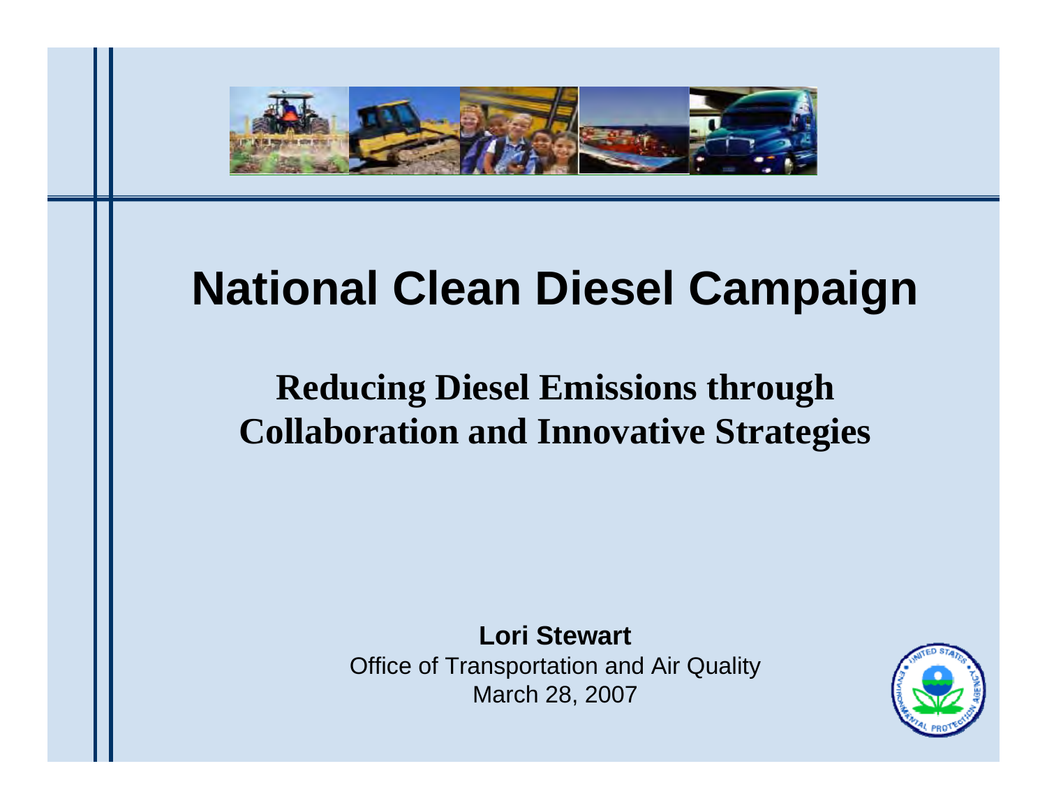# National Clean Diesel Campaign

## Reducing Diesel Emissions through Collaboration and Innovative Strategies

**Lori Stewart**

Office of Transportation and Air Quality

March 28, 2007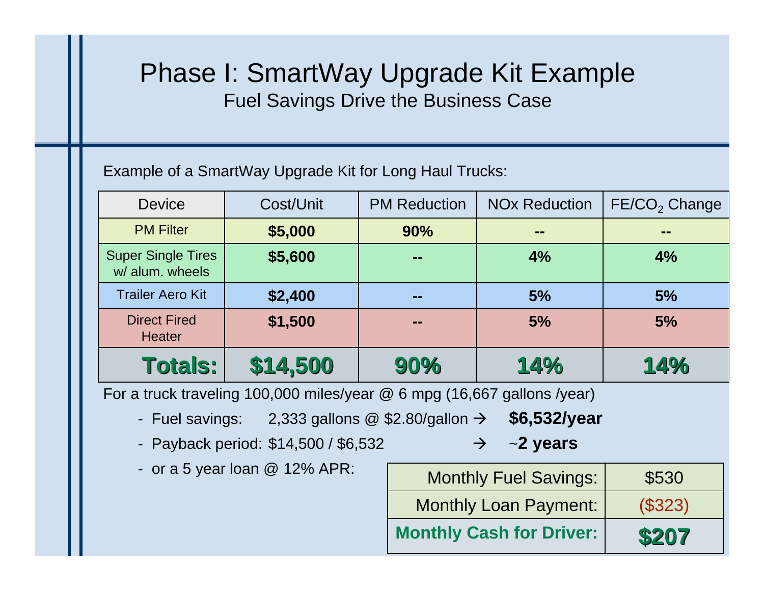# Phase I: SmartWay Upgrade Kit Example

## Fuel Savings Drive the Business Case

Example of a SmartWay Upgrade Kit for Long Haul Trucks:

| Device | Cost/Unit | PM Reduction | NOx Reduction | FE/$CO_2$ Change |
|---|---|---|---|---|
| PM Filter | **$5,000** | **90%** | **--** | **--** |
| Super Single Tires w/ alum. wheels | **$5,600** | **--** | **4%** | **4%** |
| Trailer Aero Kit | **$2,400** | **--** | **5%** | **5%** |
| Direct Fired Heater | **$1,500** | **--** | **5%** | **5%** |
| **Totals:** | **$14,500** | **90%** | **14%** | **14%** |

For a truck traveling 100,000 miles/year @ 6 mpg (16,667 gallons /year)

- Fuel savings: 2,333 gallons @ $2.80/gallon → **$6,532/year**
- Payback period: $14,500 / $6,532 → ~**2 years**
- or a 5 year loan @ 12% APR:

| | |
|---|---|
| Monthly Fuel Savings: | $530 |
| Monthly Loan Payment: | ($323) |
| **Monthly Cash for Driver:** | **$207** |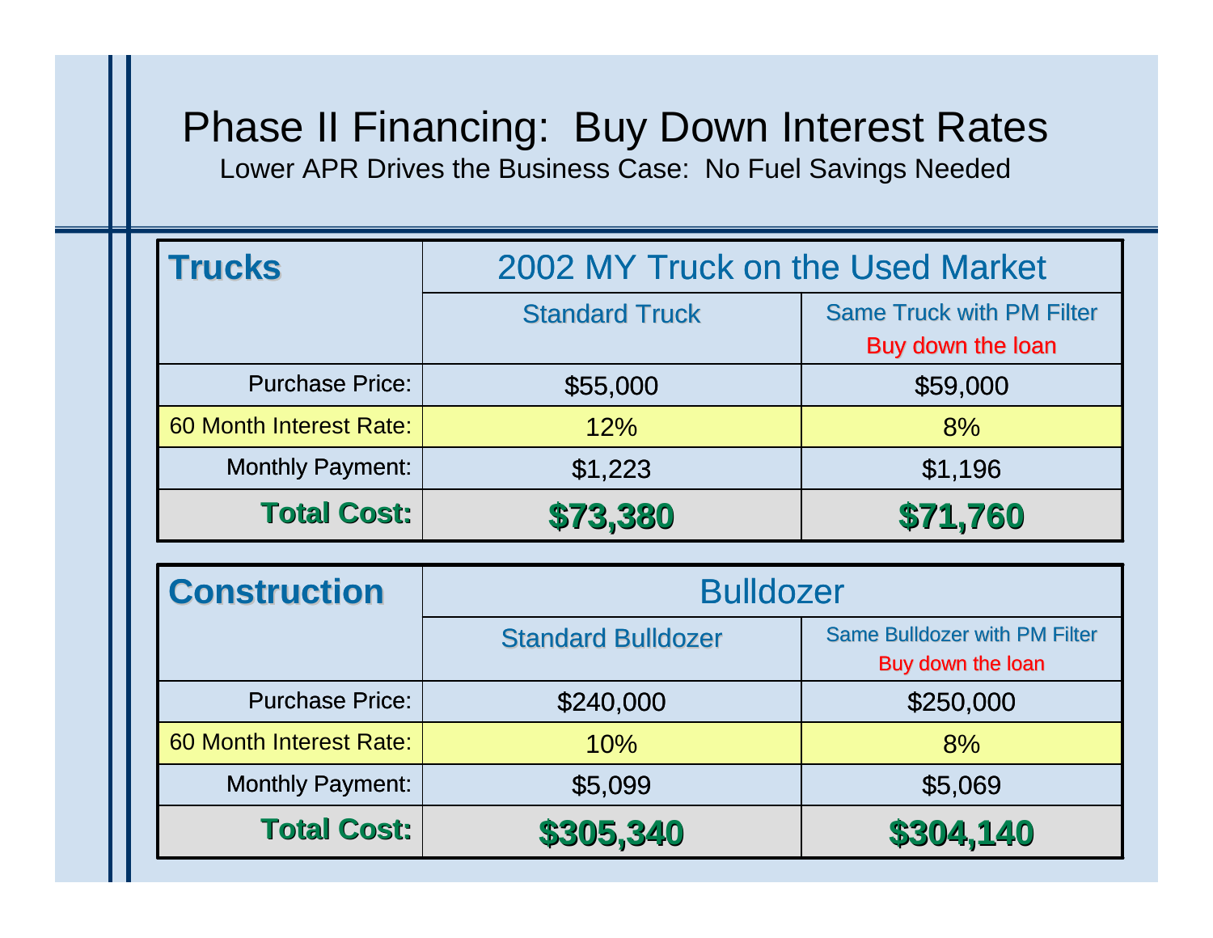# Phase II Financing: Buy Down Interest Rates

Lower APR Drives the Business Case: No Fuel Savings Needed

| **Trucks** | 2002 MY Truck on the Used Market | |
|---|---|---|
| | Standard Truck | Same Truck with PM Filter<br>Buy down the loan |
| Purchase Price: | $55,000 | $59,000 |
| 60 Month Interest Rate: | 12% | 8% |
| Monthly Payment: | $1,223 | $1,196 |
| **Total Cost:** | **$73,380** | **$71,760** |

| **Construction** | Bulldozer | |
|---|---|---|
| | Standard Bulldozer | Same Bulldozer with PM Filter<br>Buy down the loan |
| Purchase Price: | $240,000 | $250,000 |
| 60 Month Interest Rate: | 10% | 8% |
| Monthly Payment: | $5,099 | $5,069 |
| **Total Cost:** | **$305,340** | **$304,140** |